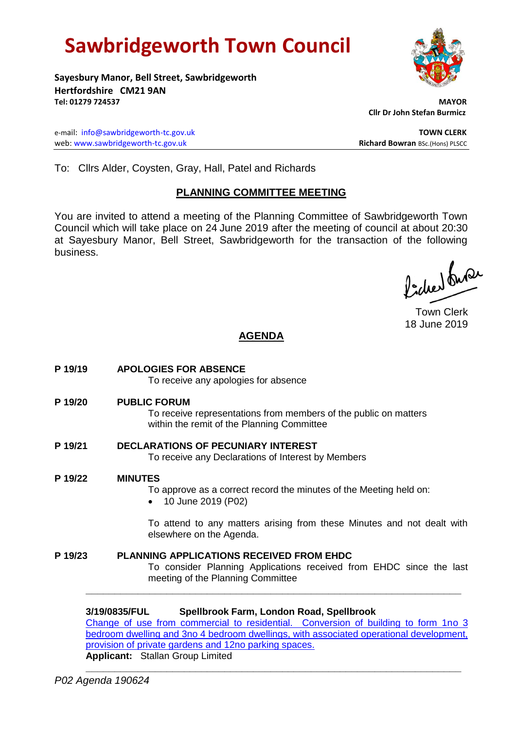# Sawbridgeworth Town Council

**Sayesbury Manor, Bell Street, Sawbridgeworth**
**Hertfordshire CM21 9AN**
**Tel: 01279 724537**

**MAYOR**
**Cllr Dr John Stefan Burmicz**

e-mail: info@sawbridgeworth-tc.gov.uk
web: www.sawbridgeworth-tc.gov.uk

**TOWN CLERK**
**Richard Bowran** BSc.(Hons) PLSCC

To: Cllrs Alder, Coysten, Gray, Hall, Patel and Richards

## PLANNING COMMITTEE MEETING

You are invited to attend a meeting of the Planning Committee of Sawbridgeworth Town Council which will take place on 24 June 2019 after the meeting of council at about 20:30 at Sayesbury Manor, Bell Street, Sawbridgeworth for the transaction of the following business.

Town Clerk
18 June 2019

## AGENDA

**P 19/19 APOLOGIES FOR ABSENCE**
To receive any apologies for absence

**P 19/20 PUBLIC FORUM**
To receive representations from members of the public on matters within the remit of the Planning Committee

**P 19/21 DECLARATIONS OF PECUNIARY INTEREST**
To receive any Declarations of Interest by Members

**P 19/22 MINUTES**
To approve as a correct record the minutes of the Meeting held on:

- 10 June 2019 (P02)

To attend to any matters arising from these Minutes and not dealt with elsewhere on the Agenda.

**P 19/23 PLANNING APPLICATIONS RECEIVED FROM EHDC**
To consider Planning Applications received from EHDC since the last meeting of the Planning Committee

---

**3/19/0835/FUL Spellbrook Farm, London Road, Spellbrook**
Change of use from commercial to residential. Conversion of building to form 1no 3 bedroom dwelling and 3no 4 bedroom dwellings, with associated operational development, provision of private gardens and 12no parking spaces.
**Applicant:** Stallan Group Limited

---

*P02 Agenda 190624*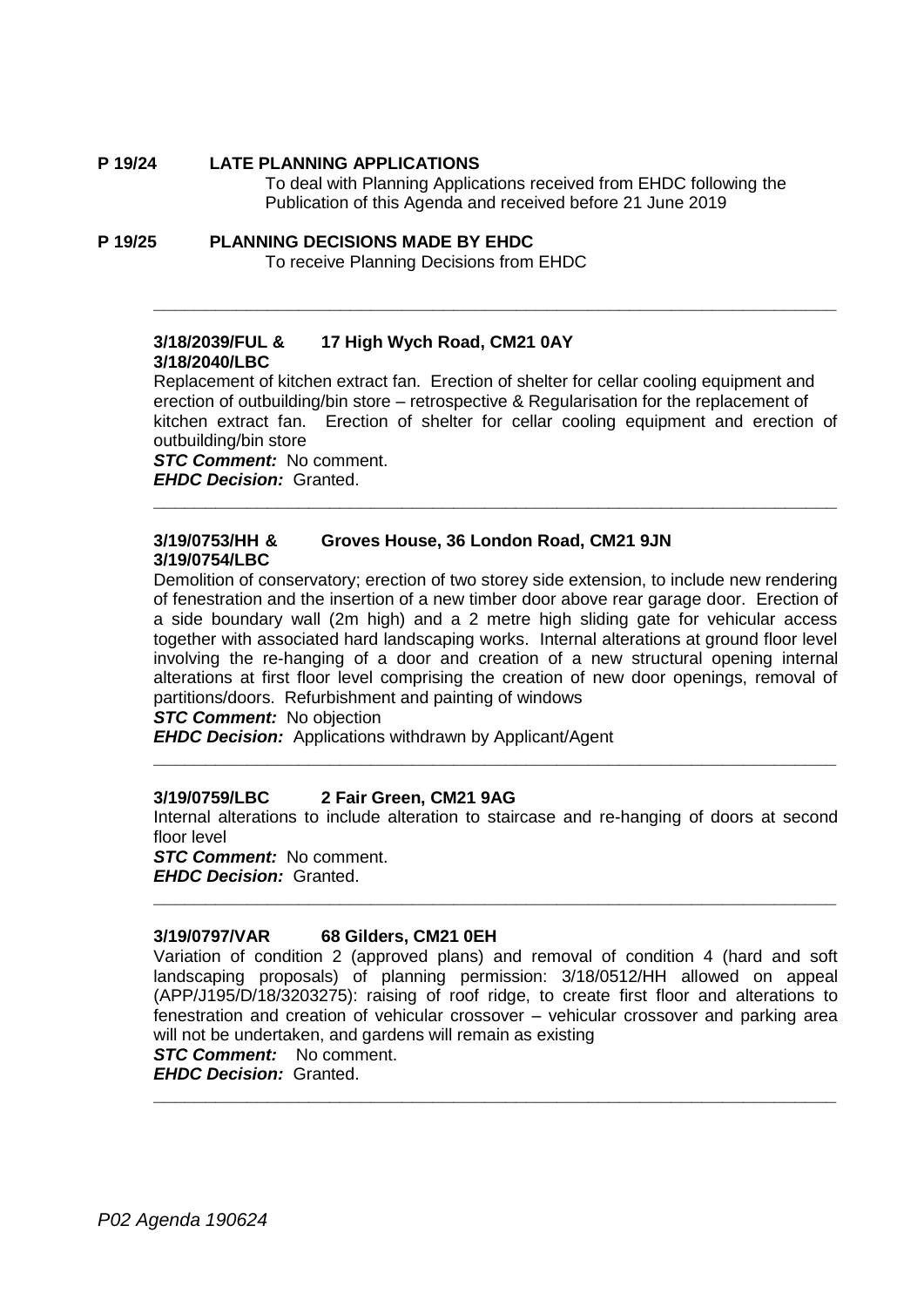**P 19/24 LATE PLANNING APPLICATIONS**

To deal with Planning Applications received from EHDC following the Publication of this Agenda and received before 21 June 2019

**P 19/25 PLANNING DECISIONS MADE BY EHDC**

To receive Planning Decisions from EHDC

---

**3/18/2039/FUL & 3/18/2040/LBC** **17 High Wych Road, CM21 0AY**

Replacement of kitchen extract fan. Erection of shelter for cellar cooling equipment and erection of outbuilding/bin store – retrospective & Regularisation for the replacement of kitchen extract fan. Erection of shelter for cellar cooling equipment and erection of outbuilding/bin store

***STC Comment:*** No comment.
***EHDC Decision:*** Granted.

---

**3/19/0753/HH & 3/19/0754/LBC** **Groves House, 36 London Road, CM21 9JN**

Demolition of conservatory; erection of two storey side extension, to include new rendering of fenestration and the insertion of a new timber door above rear garage door. Erection of a side boundary wall (2m high) and a 2 metre high sliding gate for vehicular access together with associated hard landscaping works. Internal alterations at ground floor level involving the re-hanging of a door and creation of a new structural opening internal alterations at first floor level comprising the creation of new door openings, removal of partitions/doors. Refurbishment and painting of windows

***STC Comment:*** No objection
***EHDC Decision:*** Applications withdrawn by Applicant/Agent

---

**3/19/0759/LBC** **2 Fair Green, CM21 9AG**

Internal alterations to include alteration to staircase and re-hanging of doors at second floor level

***STC Comment:*** No comment.
***EHDC Decision:*** Granted.

---

**3/19/0797/VAR** **68 Gilders, CM21 0EH**

Variation of condition 2 (approved plans) and removal of condition 4 (hard and soft landscaping proposals) of planning permission: 3/18/0512/HH allowed on appeal (APP/J195/D/18/3203275): raising of roof ridge, to create first floor and alterations to fenestration and creation of vehicular crossover – vehicular crossover and parking area will not be undertaken, and gardens will remain as existing

***STC Comment:*** No comment.
***EHDC Decision:*** Granted.

---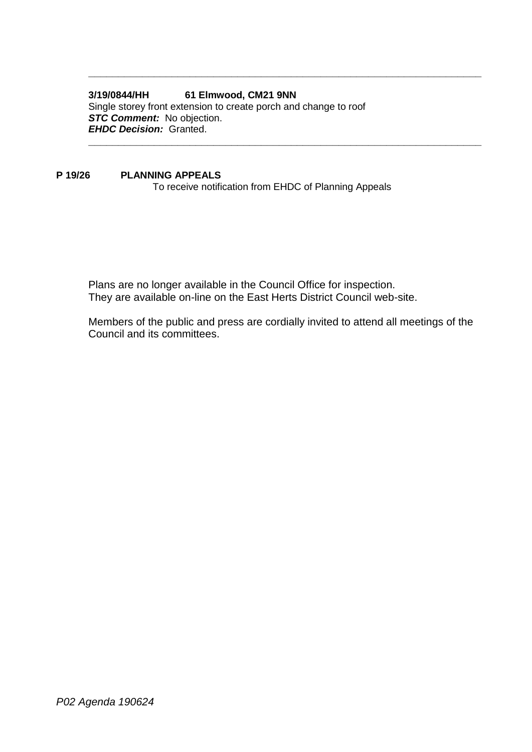---

**3/19/0844/HH 61 Elmwood, CM21 9NN**
Single storey front extension to create porch and change to roof
***STC Comment:*** No objection.
***EHDC Decision:*** Granted.

---

**P 19/26 PLANNING APPEALS**
To receive notification from EHDC of Planning Appeals

Plans are no longer available in the Council Office for inspection.
They are available on-line on the East Herts District Council web-site.

Members of the public and press are cordially invited to attend all meetings of the Council and its committees.

*P02 Agenda 190624*